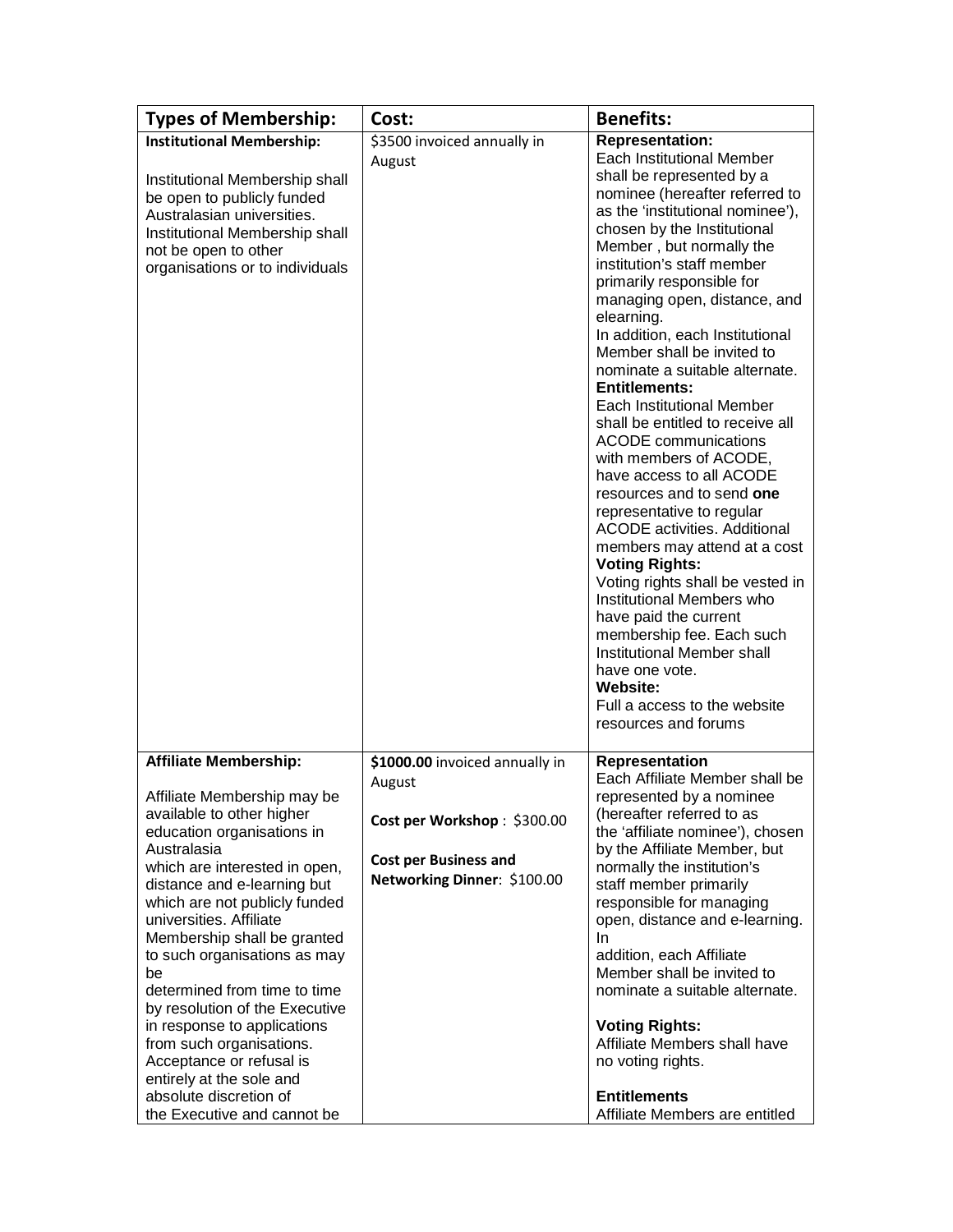| Types of Membership: | Cost: | Benefits: |
|---|---|---|
| **Institutional Membership:**<br><br>Institutional Membership shall be open to publicly funded Australasian universities. Institutional Membership shall not be open to other organisations or to individuals | $3500 invoiced annually in August | **Representation:**<br>Each Institutional Member shall be represented by a nominee (hereafter referred to as the 'institutional nominee'), chosen by the Institutional Member , but normally the institution's staff member primarily responsible for managing open, distance, and elearning.<br>In addition, each Institutional Member shall be invited to nominate a suitable alternate.<br>**Entitlements:**<br>Each Institutional Member shall be entitled to receive all ACODE communications with members of ACODE, have access to all ACODE resources and to send **one** representative to regular ACODE activities. Additional members may attend at a cost<br>**Voting Rights:**<br>Voting rights shall be vested in Institutional Members who have paid the current membership fee. Each such Institutional Member shall have one vote.<br>**Website:**<br>Full a access to the website resources and forums |
| **Affiliate Membership:**<br><br>Affiliate Membership may be available to other higher education organisations in Australasia which are interested in open, distance and e-learning but which are not publicly funded universities. Affiliate Membership shall be granted to such organisations as may be determined from time to time by resolution of the Executive in response to applications from such organisations. Acceptance or refusal is entirely at the sole and absolute discretion of the Executive and cannot be | **$1000.00** invoiced annually in August<br><br>**Cost per Workshop** : $300.00<br><br>**Cost per Business and Networking Dinner**: $100.00 | **Representation**<br>Each Affiliate Member shall be represented by a nominee (hereafter referred to as the 'affiliate nominee'), chosen by the Affiliate Member, but normally the institution's staff member primarily responsible for managing open, distance and e-learning. In addition, each Affiliate Member shall be invited to nominate a suitable alternate.<br><br>**Voting Rights:**<br>Affiliate Members shall have no voting rights.<br><br>**Entitlements**<br>Affiliate Members are entitled |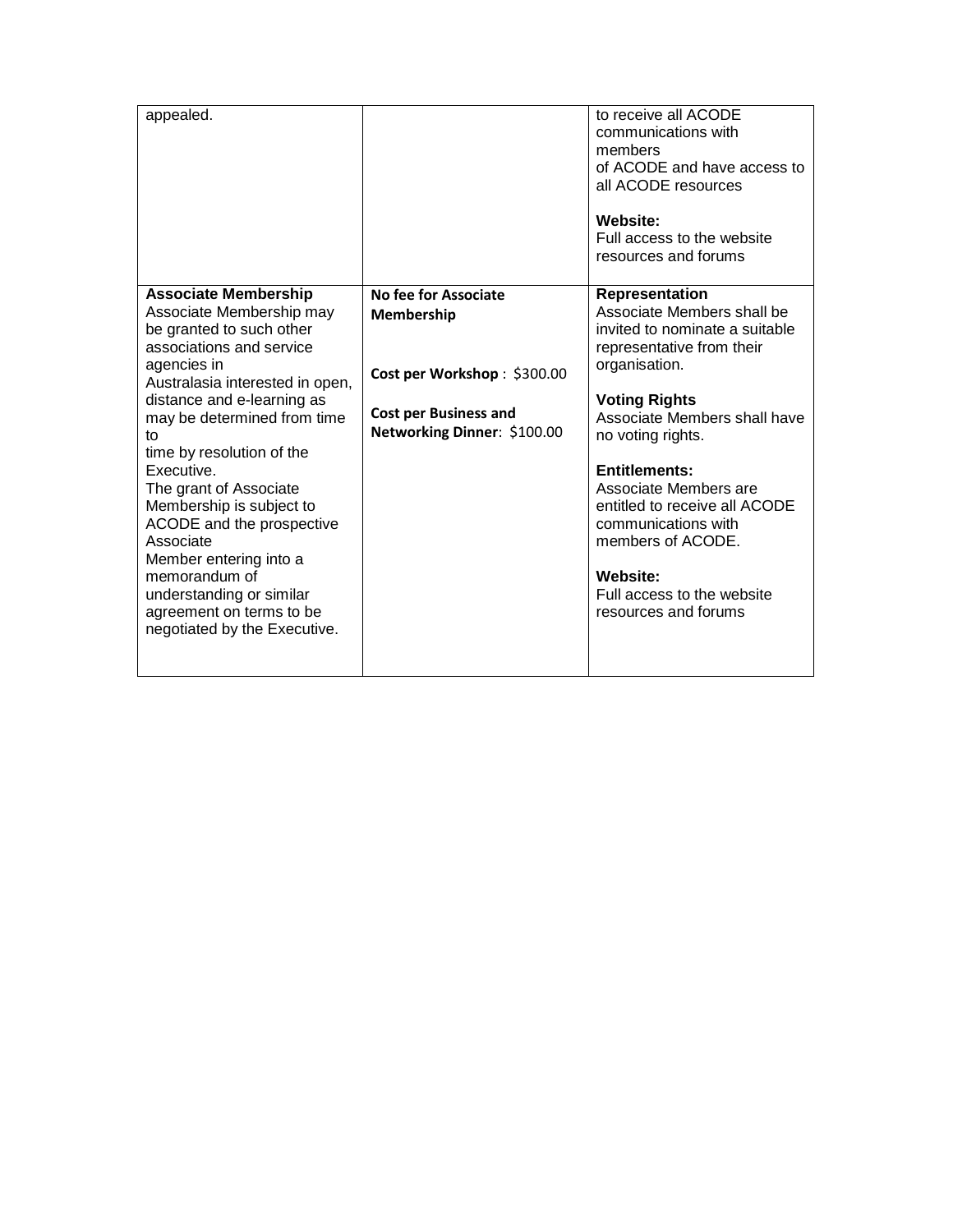| | | |
|---|---|---|
| appealed. | | to receive all ACODE communications with members of ACODE and have access to all ACODE resources<br><br>**Website:**<br>Full access to the website resources and forums |
| **Associate Membership**<br>Associate Membership may be granted to such other associations and service agencies in Australasia interested in open, distance and e-learning as may be determined from time to time by resolution of the Executive.<br>The grant of Associate Membership is subject to ACODE and the prospective Associate Member entering into a memorandum of understanding or similar agreement on terms to be negotiated by the Executive. | **No fee for Associate Membership**<br><br>**Cost per Workshop** : $300.00<br><br>**Cost per Business and Networking Dinner**: $100.00 | **Representation**<br>Associate Members shall be invited to nominate a suitable representative from their organisation.<br><br>**Voting Rights**<br>Associate Members shall have no voting rights.<br><br>**Entitlements:**<br>Associate Members are entitled to receive all ACODE communications with members of ACODE.<br><br>**Website:**<br>Full access to the website resources and forums |